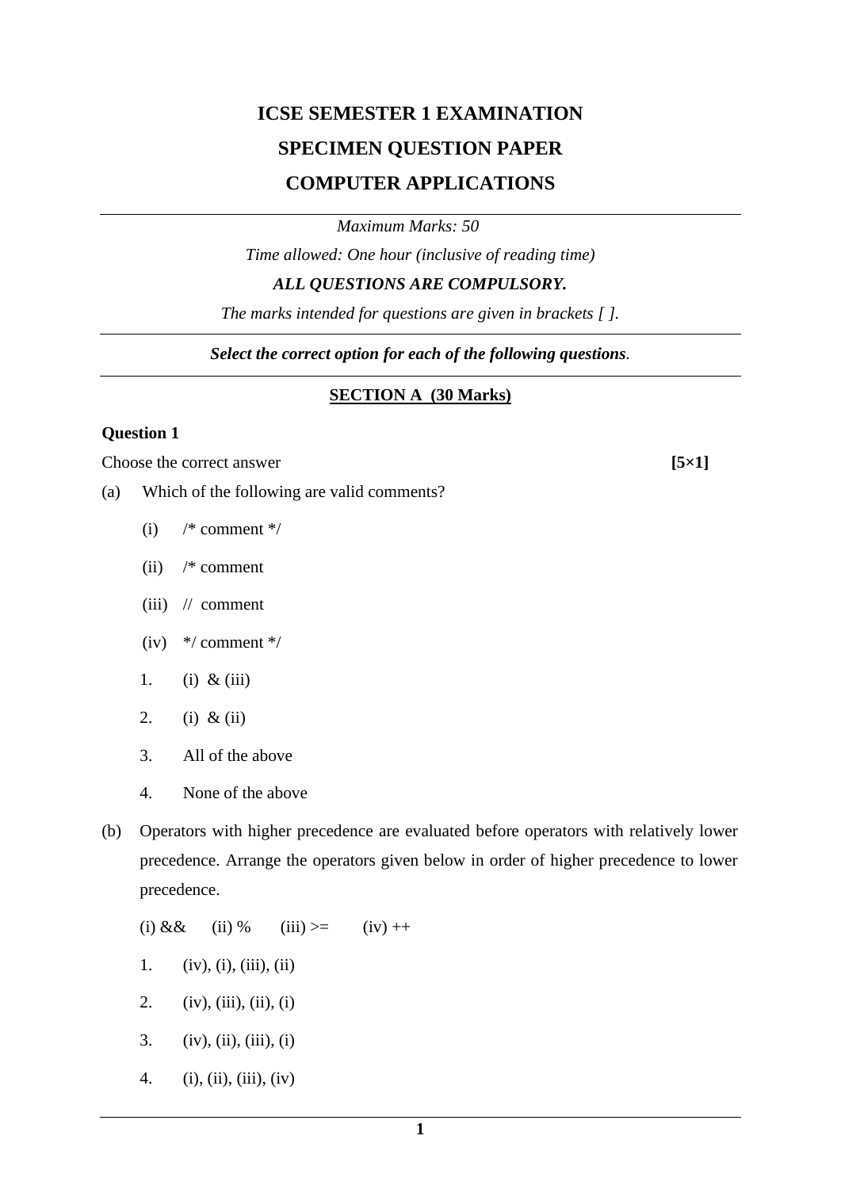# ICSE SEMESTER 1 EXAMINATION

# SPECIMEN QUESTION PAPER

# COMPUTER APPLICATIONS

---

*Maximum Marks: 50*

*Time allowed: One hour (inclusive of reading time)*

***ALL QUESTIONS ARE COMPULSORY.***

*The marks intended for questions are given in brackets [ ].*

---

***Select the correct option for each of the following questions*.**

---

## SECTION A (30 Marks)

**Question 1**

Choose the correct answer **[5×1]**

(a) Which of the following are valid comments?

- (i) /* comment */
- (ii) /* comment
- (iii) // comment
- (iv) */ comment */

1. (i) & (iii)
2. (i) & (ii)
3. All of the above
4. None of the above

(b) Operators with higher precedence are evaluated before operators with relatively lower precedence. Arrange the operators given below in order of higher precedence to lower precedence.

(i) && (ii) % (iii) >= (iv) ++

1. (iv), (i), (iii), (ii)
2. (iv), (iii), (ii), (i)
3. (iv), (ii), (iii), (i)
4. (i), (ii), (iii), (iv)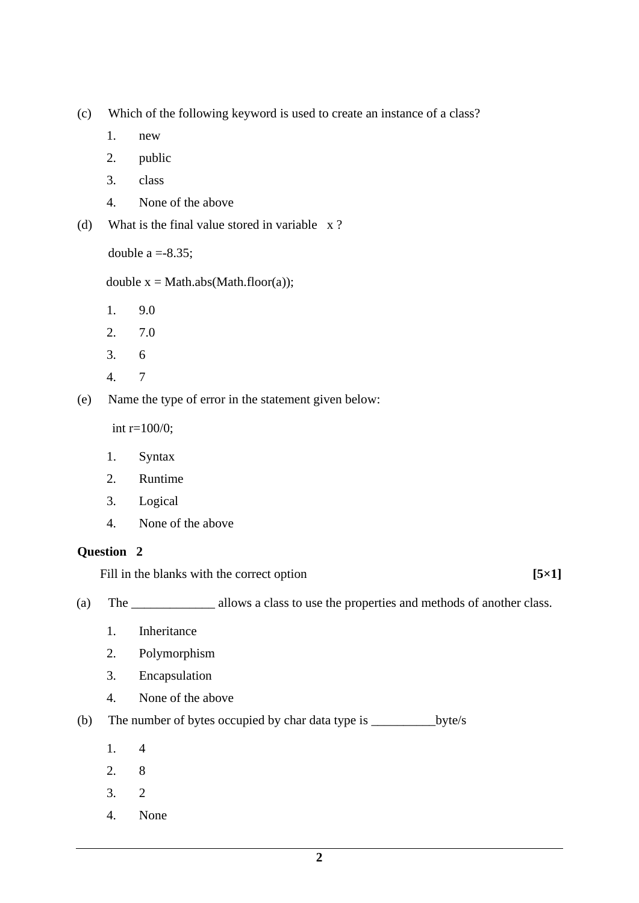(c) Which of the following keyword is used to create an instance of a class?

1. new
2. public
3. class
4. None of the above

(d) What is the final value stored in variable x ?

```
double a =-8.35;

double x = Math.abs(Math.floor(a));
```

1. 9.0
2. 7.0
3. 6
4. 7

(e) Name the type of error in the statement given below:

```
int r=100/0;
```

1. Syntax
2. Runtime
3. Logical
4. None of the above

**Question 2**

Fill in the blanks with the correct option **[5×1]**

(a) The _____________ allows a class to use the properties and methods of another class.

1. Inheritance
2. Polymorphism
3. Encapsulation
4. None of the above

(b) The number of bytes occupied by char data type is __________byte/s

1. 4
2. 8
3. 2
4. None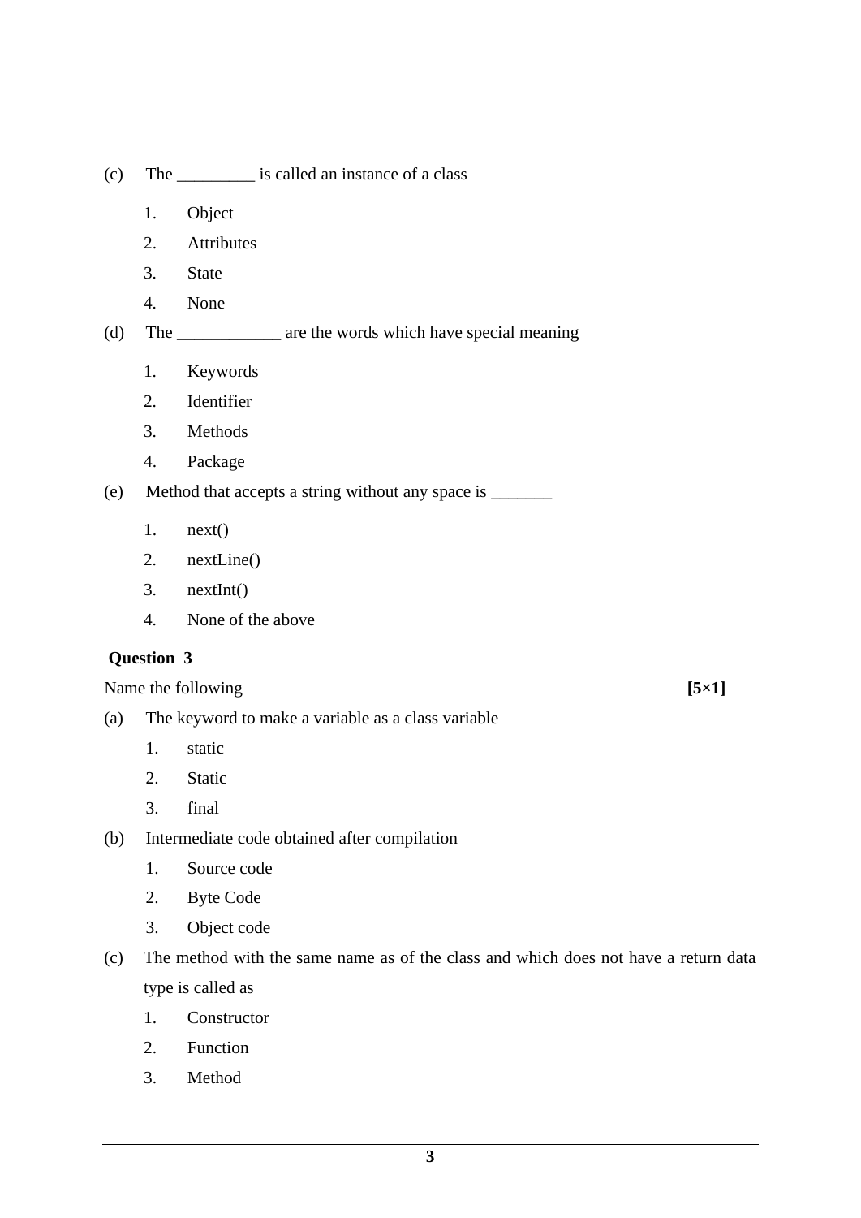(c) The _________ is called an instance of a class

1. Object
2. Attributes
3. State
4. None

(d) The ____________ are the words which have special meaning

1. Keywords
2. Identifier
3. Methods
4. Package

(e) Method that accepts a string without any space is _______

1. next()
2. nextLine()
3. nextInt()
4. None of the above

**Question 3**

Name the following **[5×1]**

(a) The keyword to make a variable as a class variable

1. static
2. Static
3. final

(b) Intermediate code obtained after compilation

1. Source code
2. Byte Code
3. Object code

(c) The method with the same name as of the class and which does not have a return data type is called as

1. Constructor
2. Function
3. Method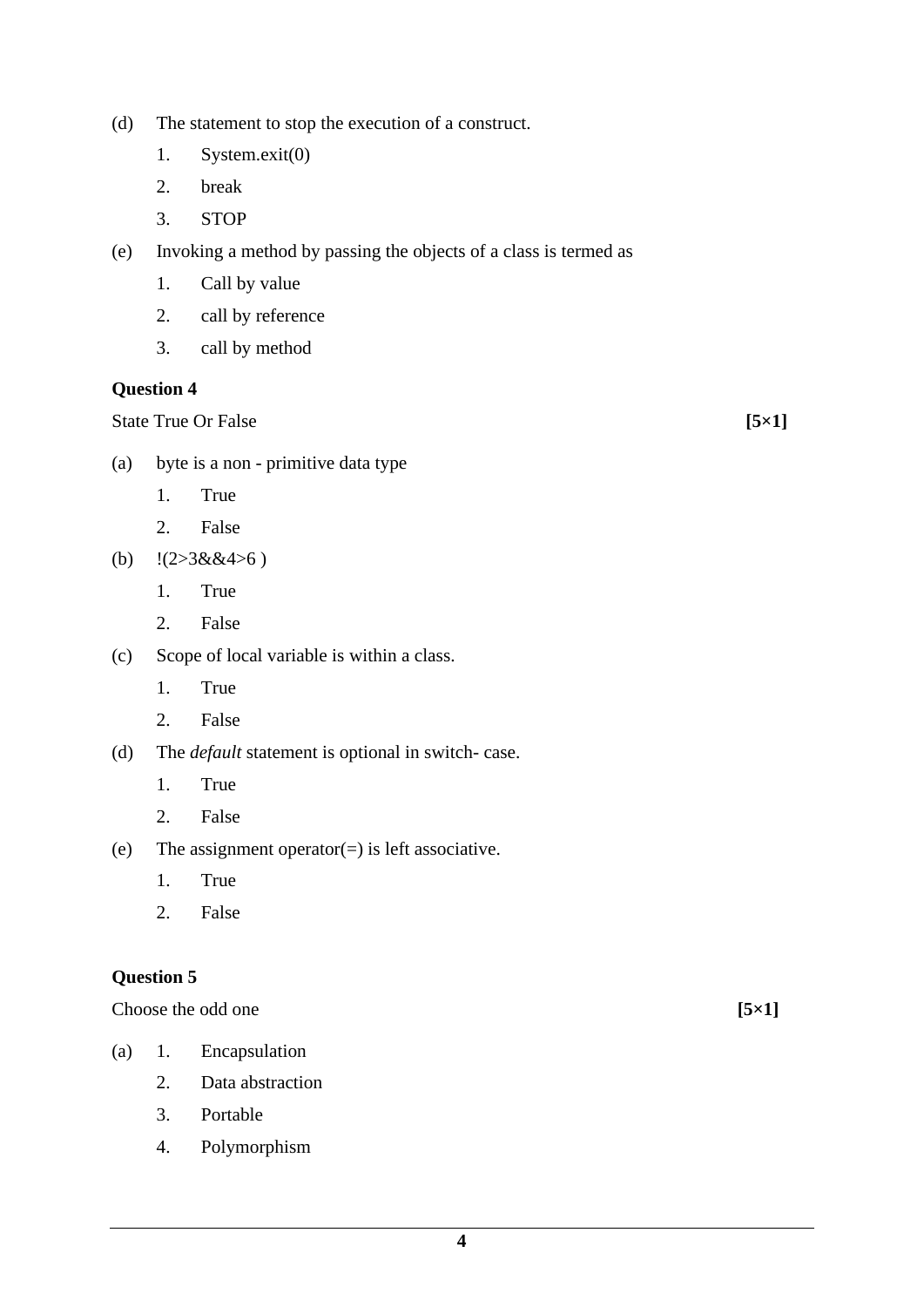(d) The statement to stop the execution of a construct.

1. System.exit(0)
2. break
3. STOP

(e) Invoking a method by passing the objects of a class is termed as

1. Call by value
2. call by reference
3. call by method

**Question 4**

State True Or False **[5×1]**

(a) byte is a non - primitive data type

1. True
2. False

(b) !(2>3&&4>6 )

1. True
2. False

(c) Scope of local variable is within a class.

1. True
2. False

(d) The *default* statement is optional in switch- case.

1. True
2. False

(e) The assignment operator(=) is left associative.

1. True
2. False

**Question 5**

Choose the odd one **[5×1]**

(a)
1. Encapsulation
2. Data abstraction
3. Portable
4. Polymorphism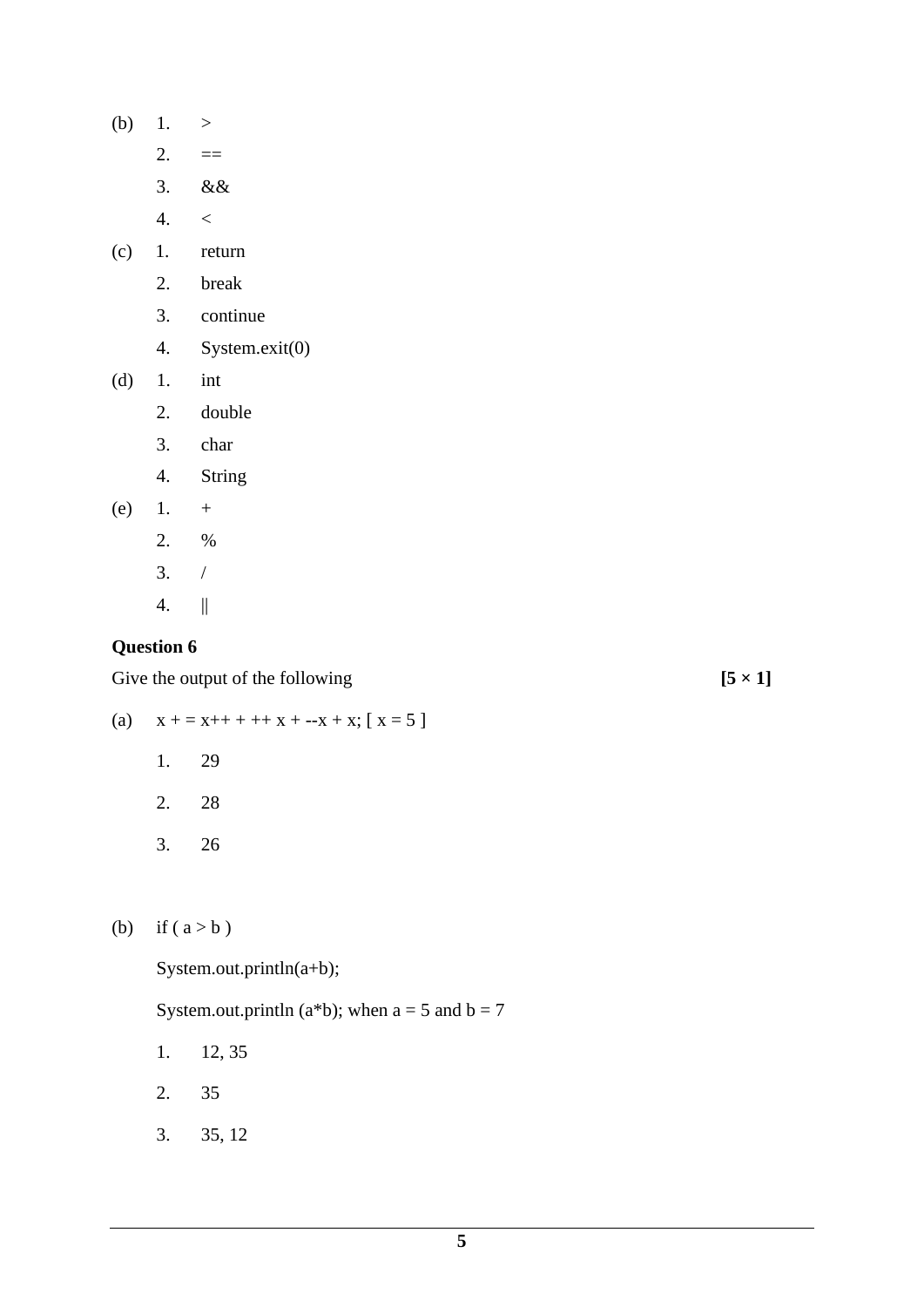(b)
1. >
2. ==
3. &&
4. <

(c)
1. return
2. break
3. continue
4. System.exit(0)

(d)
1. int
2. double
3. char
4. String

(e)
1. +
2. %
3. /
4. ||

**Question 6**

Give the output of the following **[5 × 1]**

(a) x + = x++ + ++ x + --x + x; [ x = 5 ]

1. 29
2. 28
3. 26

(b) if ( a > b )

System.out.println(a+b);

System.out.println (a*b); when a = 5 and b = 7

1. 12, 35
2. 35
3. 35, 12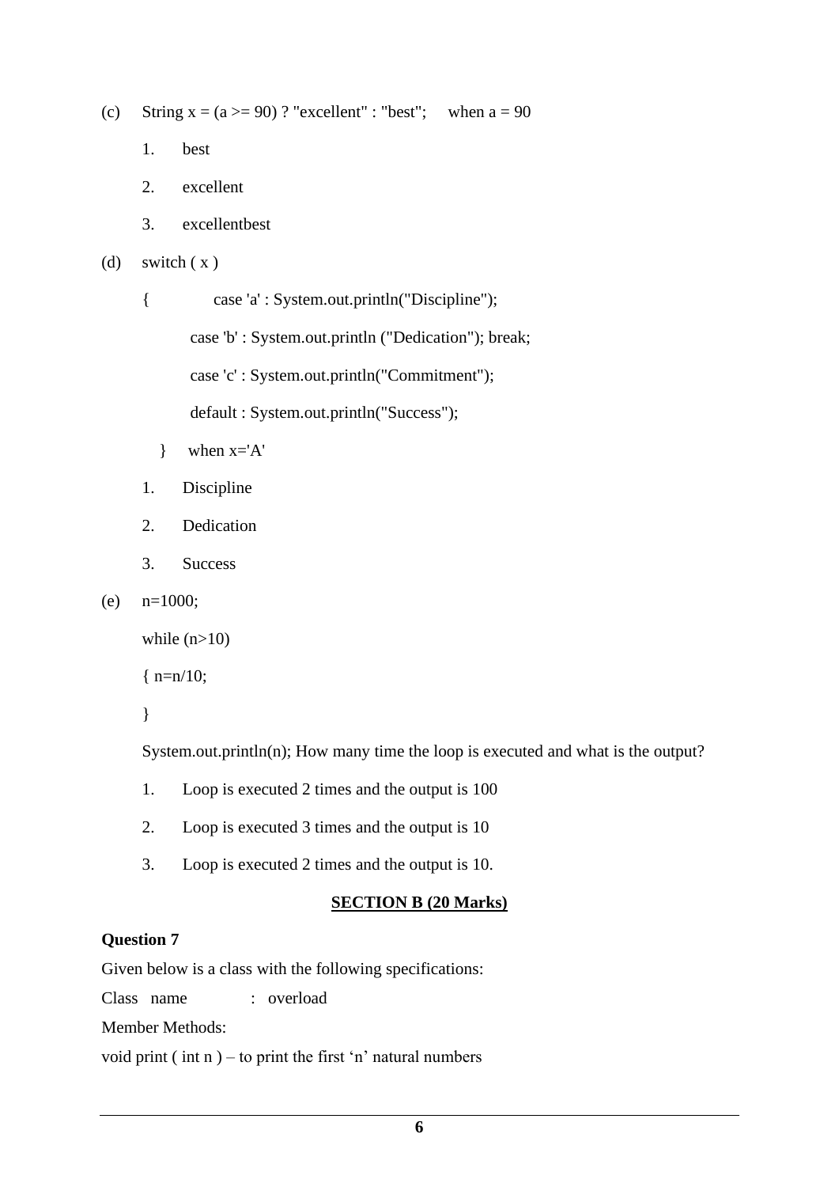(c) String x = (a >= 90) ? "excellent" : "best"; when a = 90

1. best
2. excellent
3. excellentbest

(d) switch ( x )

```
{        case 'a' : System.out.println("Discipline");
         case 'b' : System.out.println ("Dedication"); break;
         case 'c' : System.out.println("Commitment");
         default : System.out.println("Success");
}    when x='A'
```

1. Discipline
2. Dedication
3. Success

(e) n=1000;

```
while (n>10)
{ n=n/10;
}
```

System.out.println(n); How many time the loop is executed and what is the output?

1. Loop is executed 2 times and the output is 100
2. Loop is executed 3 times and the output is 10
3. Loop is executed 2 times and the output is 10.

## SECTION B (20 Marks)

**Question 7**

Given below is a class with the following specifications:

Class name : overload

Member Methods:

void print ( int n ) – to print the first 'n' natural numbers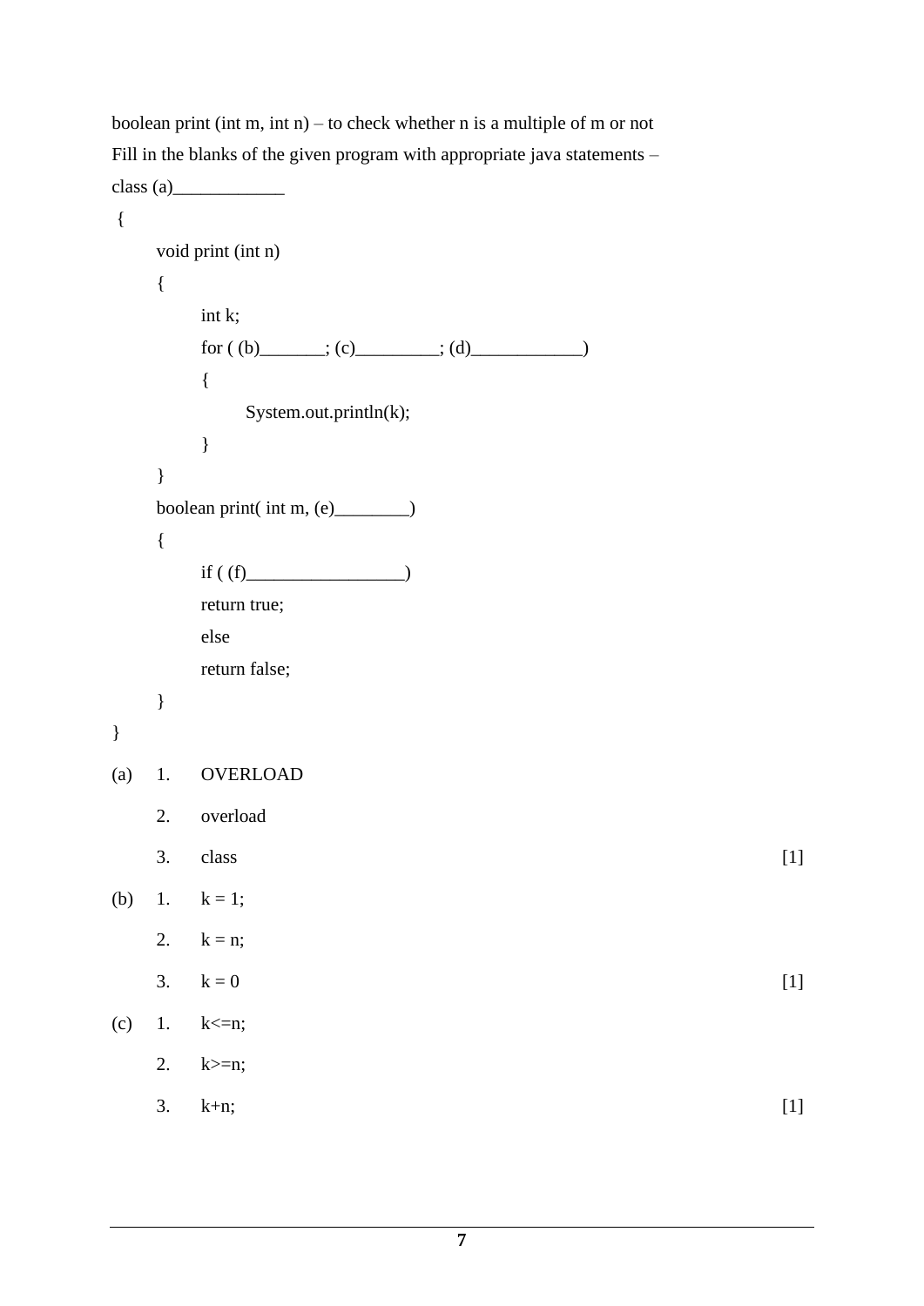boolean print (int m, int n) – to check whether n is a multiple of m or not

Fill in the blanks of the given program with appropriate java statements –

```
class (a)____________
 {
      void print (int n)
      {
            int k;
            for ( (b)_______; (c)_________; (d)____________)
            {
                  System.out.println(k);
            }
      }
      boolean print( int m, (e)________)
      {
            if ( (f)_________________)
            return true;
            else
            return false;
      }
}
```

(a) 1. OVERLOAD

2. overload

3. class [1]

(b) 1. k = 1;

2. k = n;

3. k = 0 [1]

(c) 1. k<=n;

2. k>=n;

3. k+n; [1]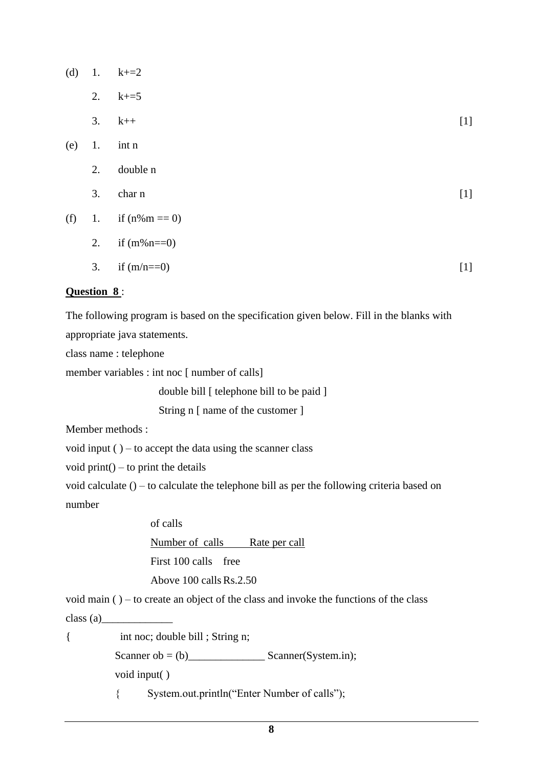(d) 1. k+=2

2. k+=5

3. k++ [1]

(e) 1. int n

2. double n

3. char n [1]

(f) 1. if (n%m == 0)

2. if (m%n==0)

3. if (m/n==0) [1]

**Question 8** :

The following program is based on the specification given below. Fill in the blanks with appropriate java statements.

class name : telephone

member variables : int noc [ number of calls]

double bill [ telephone bill to be paid ]

String n [ name of the customer ]

Member methods :

void input ( ) – to accept the data using the scanner class

void print() – to print the details

void calculate () – to calculate the telephone bill as per the following criteria based on number

of calls

| Number of calls | Rate per call |
|---|---|
| First 100 calls | free |
| Above 100 calls | Rs.2.50 |

void main ( ) – to create an object of the class and invoke the functions of the class

```
class (a)_____________
{        int noc; double bill ; String n;
         Scanner ob = (b)______________ Scanner(System.in);
         void input( )
         {       System.out.println("Enter Number of calls");
```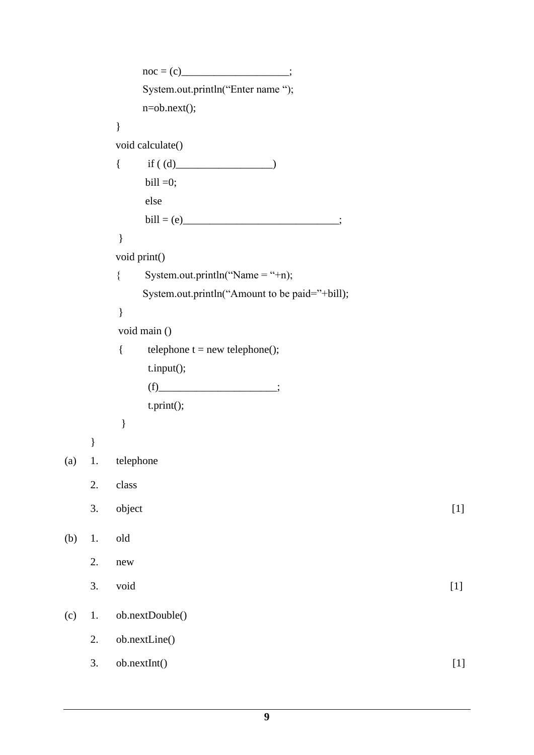```
            noc = (c)____________________;
            System.out.println("Enter name ");
            n=ob.next();
        }
        void calculate()
        {     if ( (d)__________________)
              bill =0;
              else
              bill = (e)_____________________________;
        }
        void print()
        {     System.out.println("Name = "+n);
             System.out.println("Amount to be paid="+bill);
        }
        void main ()
        {     telephone t = new telephone();
              t.input();
              (f)______________________;
              t.print();
        }
    }
```

(a) 1. telephone

2. class

3. object [1]

(b) 1. old

2. new

3. void [1]

(c) 1. ob.nextDouble()

2. ob.nextLine()

3. ob.nextInt() [1]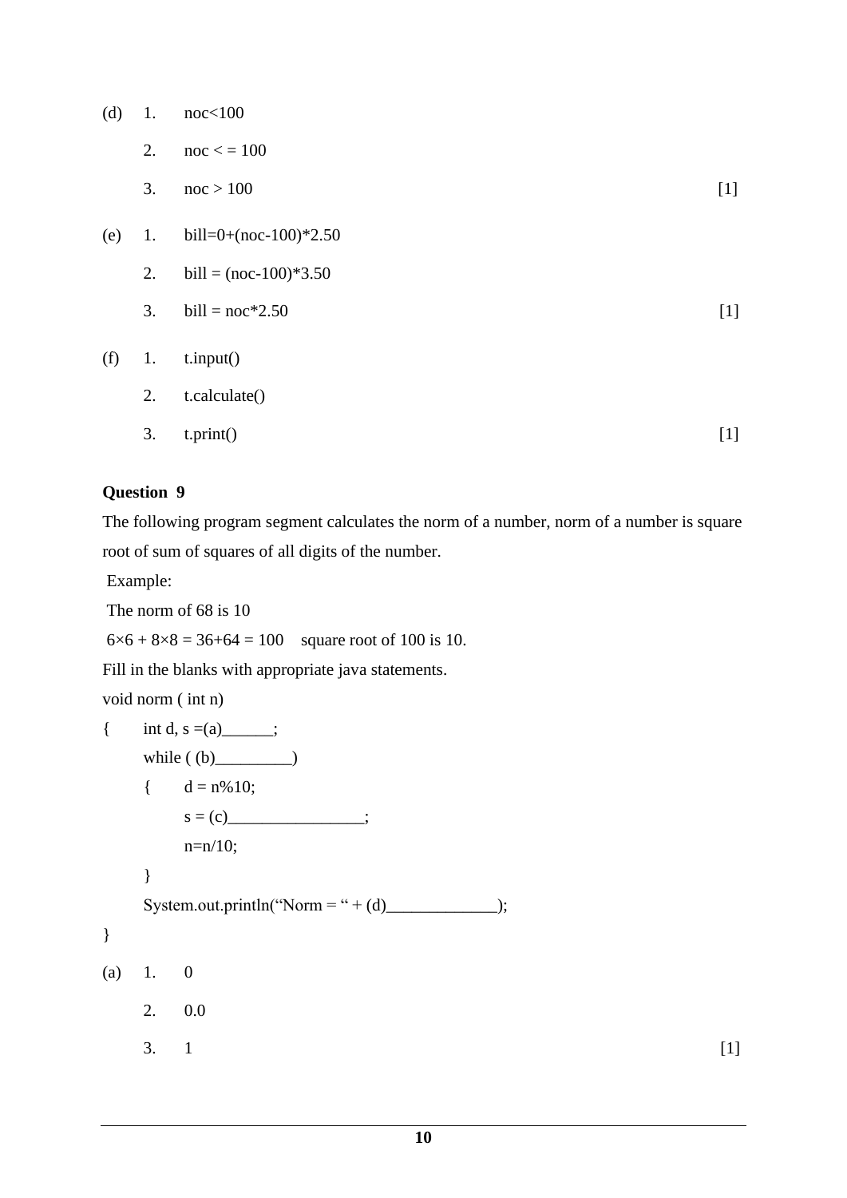(d) 1. noc<100

2. noc < = 100

3. noc > 100 [1]

(e) 1. bill=0+(noc-100)*2.50

2. bill = (noc-100)*3.50

3. bill = noc*2.50 [1]

(f) 1. t.input()

2. t.calculate()

3. t.print() [1]

**Question 9**

The following program segment calculates the norm of a number, norm of a number is square root of sum of squares of all digits of the number.

Example:

The norm of 68 is 10

6×6 + 8×8 = 36+64 = 100  square root of 100 is 10.

Fill in the blanks with appropriate java statements.

```
void norm ( int n)
{       int d, s =(a)______;
        while ( (b)_________)
        {       d = n%10;
                s = (c)________________;
                n=n/10;
        }
        System.out.println("Norm = " + (d)_____________);
}
```

(a) 1. 0

2. 0.0

3. 1 [1]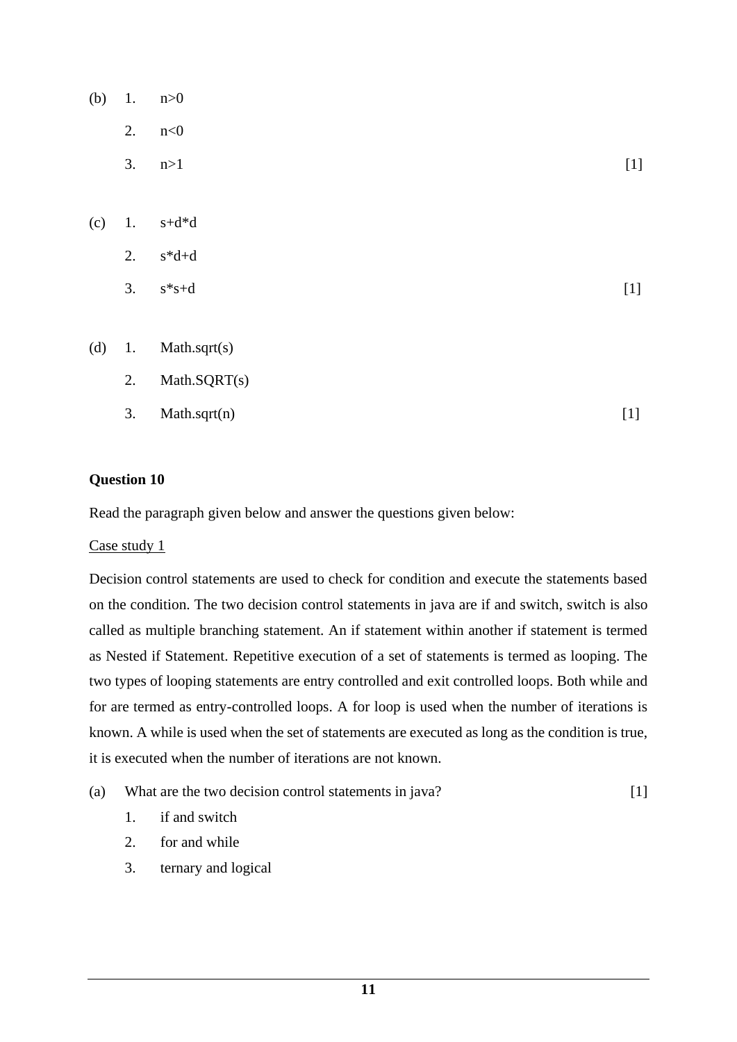(b) 1. n>0

2. n<0

3. n>1 [1]

(c) 1. s+d*d

2. s*d+d

3. s*s+d [1]

(d) 1. Math.sqrt(s)

2. Math.SQRT(s)

3. Math.sqrt(n) [1]

**Question 10**

Read the paragraph given below and answer the questions given below:

Case study 1

Decision control statements are used to check for condition and execute the statements based on the condition. The two decision control statements in java are if and switch, switch is also called as multiple branching statement. An if statement within another if statement is termed as Nested if Statement. Repetitive execution of a set of statements is termed as looping. The two types of looping statements are entry controlled and exit controlled loops. Both while and for are termed as entry-controlled loops. A for loop is used when the number of iterations is known. A while is used when the set of statements are executed as long as the condition is true, it is executed when the number of iterations are not known.

(a) What are the two decision control statements in java? [1]

1. if and switch
2. for and while
3. ternary and logical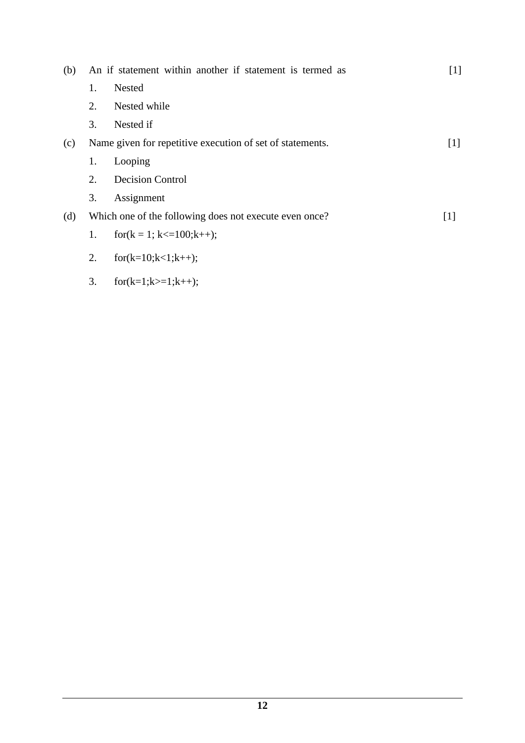(b) An if statement within another if statement is termed as [1]

1. Nested
2. Nested while
3. Nested if

(c) Name given for repetitive execution of set of statements. [1]

1. Looping
2. Decision Control
3. Assignment

(d) Which one of the following does not execute even once? [1]

1. for(k = 1; k<=100;k++);
2. for(k=10;k<1;k++);
3. for(k=1;k>=1;k++);